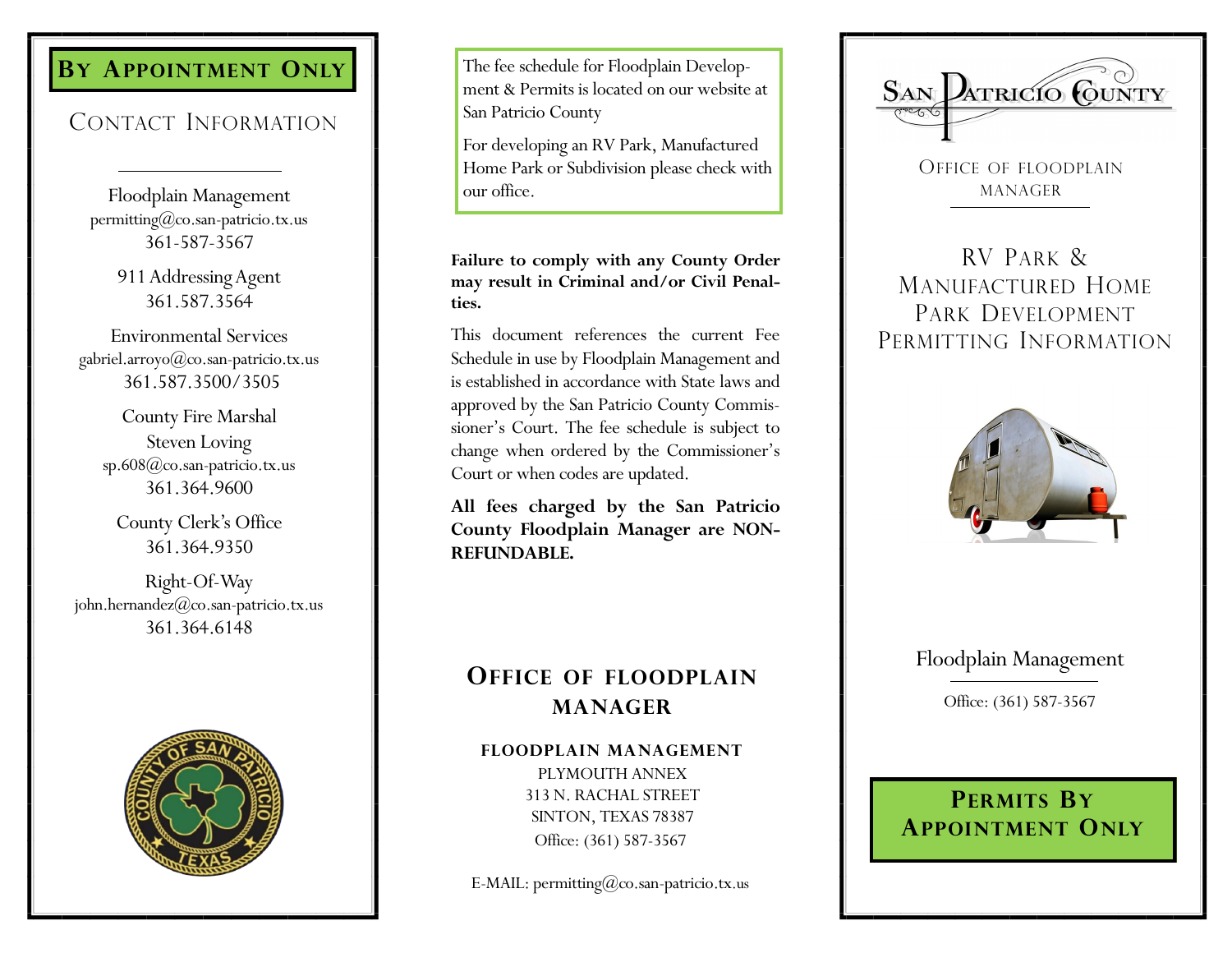## By Appointment Only

## Contact Information

Floodplain Management
permitting@co.san-patricio.tx.us
361-587-3567

911 Addressing Agent
361.587.3564

Environmental Services
gabriel.arroyo@co.san-patricio.tx.us
361.587.3500/3505

County Fire Marshal
Steven Loving
sp.608@co.san-patricio.tx.us
361.364.9600

County Clerk's Office
361.364.9350

Right-Of-Way
john.hernandez@co.san-patricio.tx.us
361.364.6148

The fee schedule for Floodplain Development & Permits is located on our website at San Patricio County

For developing an RV Park, Manufactured Home Park or Subdivision please check with our office.

**Failure to comply with any County Order may result in Criminal and/or Civil Penalties.**

This document references the current Fee Schedule in use by Floodplain Management and is established in accordance with State laws and approved by the San Patricio County Commissioner's Court. The fee schedule is subject to change when ordered by the Commissioner's Court or when codes are updated.

**All fees charged by the San Patricio County Floodplain Manager are NON-REFUNDABLE.**

## Office of Floodplain Manager

**FLOODPLAIN MANAGEMENT**
PLYMOUTH ANNEX
313 N. RACHAL STREET
SINTON, TEXAS 78387
Office: (361) 587-3567

E-MAIL: permitting@co.san-patricio.tx.us

San Patricio County

Office of Floodplain Manager

# RV Park & Manufactured Home Park Development Permitting Information

Floodplain Management

Office: (361) 587-3567

## Permits By Appointment Only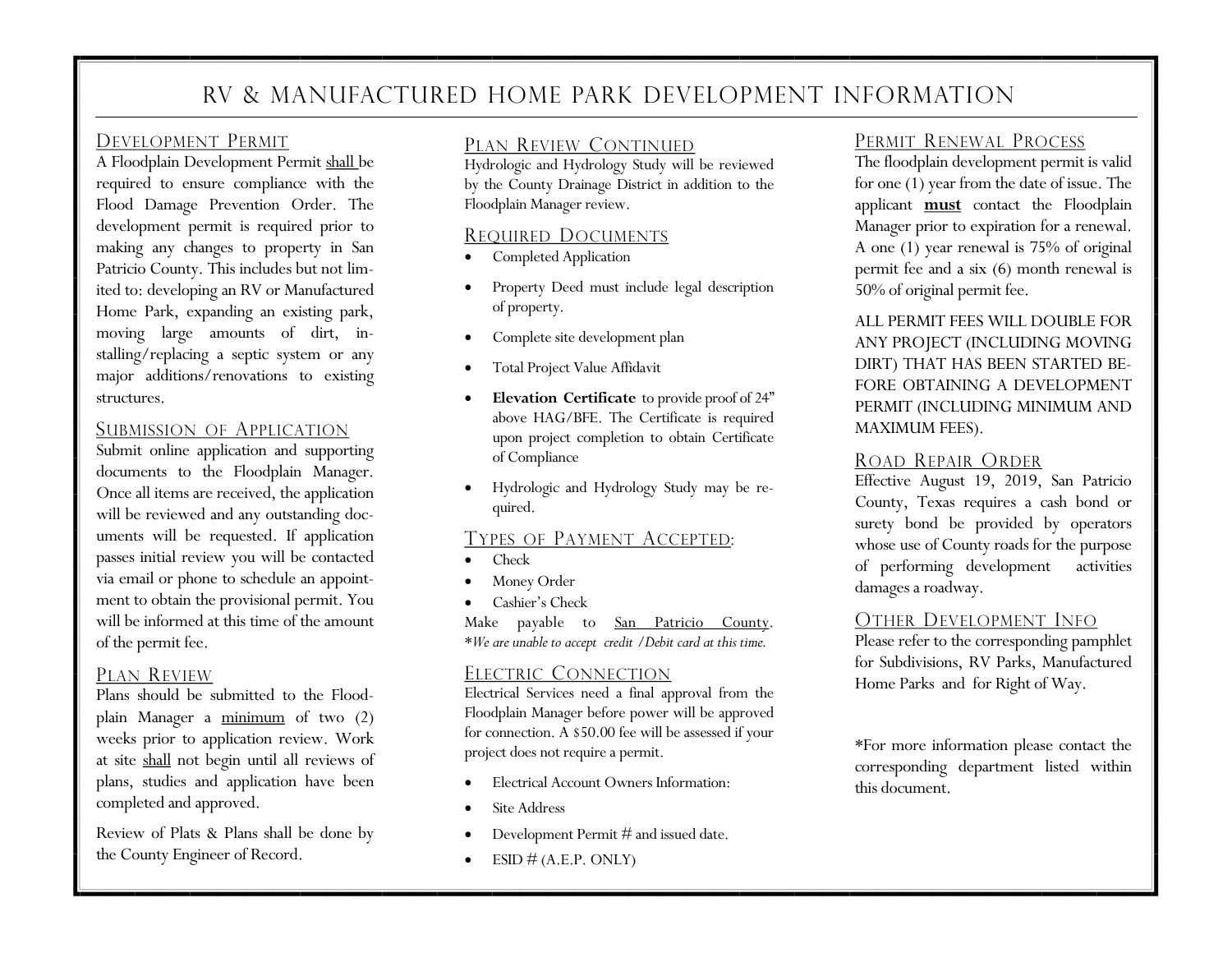# RV & MANUFACTURED HOME PARK DEVELOPMENT INFORMATION

## Development Permit

A Floodplain Development Permit shall be required to ensure compliance with the Flood Damage Prevention Order. The development permit is required prior to making any changes to property in San Patricio County. This includes but not limited to: developing an RV or Manufactured Home Park, expanding an existing park, moving large amounts of dirt, installing/replacing a septic system or any major additions/renovations to existing structures.

## Submission of Application

Submit online application and supporting documents to the Floodplain Manager. Once all items are received, the application will be reviewed and any outstanding documents will be requested. If application passes initial review you will be contacted via email or phone to schedule an appointment to obtain the provisional permit. You will be informed at this time of the amount of the permit fee.

## Plan Review

Plans should be submitted to the Floodplain Manager a minimum of two (2) weeks prior to application review. Work at site shall not begin until all reviews of plans, studies and application have been completed and approved.

Review of Plats & Plans shall be done by the County Engineer of Record.

## Plan Review Continued

Hydrologic and Hydrology Study will be reviewed by the County Drainage District in addition to the Floodplain Manager review.

## Required Documents

- Completed Application
- Property Deed must include legal description of property.
- Complete site development plan
- Total Project Value Affidavit
- **Elevation Certificate** to provide proof of 24" above HAG/BFE. The Certificate is required upon project completion to obtain Certificate of Compliance
- Hydrologic and Hydrology Study may be required.

## Types of Payment Accepted:

- Check
- Money Order
- Cashier's Check

Make payable to San Patricio County.
*\*We are unable to accept credit /Debit card at this time.*

## Electric Connection

Electrical Services need a final approval from the Floodplain Manager before power will be approved for connection. A $50.00 fee will be assessed if your project does not require a permit.

- Electrical Account Owners Information:
- Site Address
- Development Permit # and issued date.
- ESID # (A.E.P. ONLY)

## Permit Renewal Process

The floodplain development permit is valid for one (1) year from the date of issue. The applicant **must** contact the Floodplain Manager prior to expiration for a renewal. A one (1) year renewal is 75% of original permit fee and a six (6) month renewal is 50% of original permit fee.

ALL PERMIT FEES WILL DOUBLE FOR ANY PROJECT (INCLUDING MOVING DIRT) THAT HAS BEEN STARTED BEFORE OBTAINING A DEVELOPMENT PERMIT (INCLUDING MINIMUM AND MAXIMUM FEES).

## Road Repair Order

Effective August 19, 2019, San Patricio County, Texas requires a cash bond or surety bond be provided by operators whose use of County roads for the purpose of performing development activities damages a roadway.

## Other Development Info

Please refer to the corresponding pamphlet for Subdivisions, RV Parks, Manufactured Home Parks and for Right of Way.

*For more information please contact the corresponding department listed within this document.